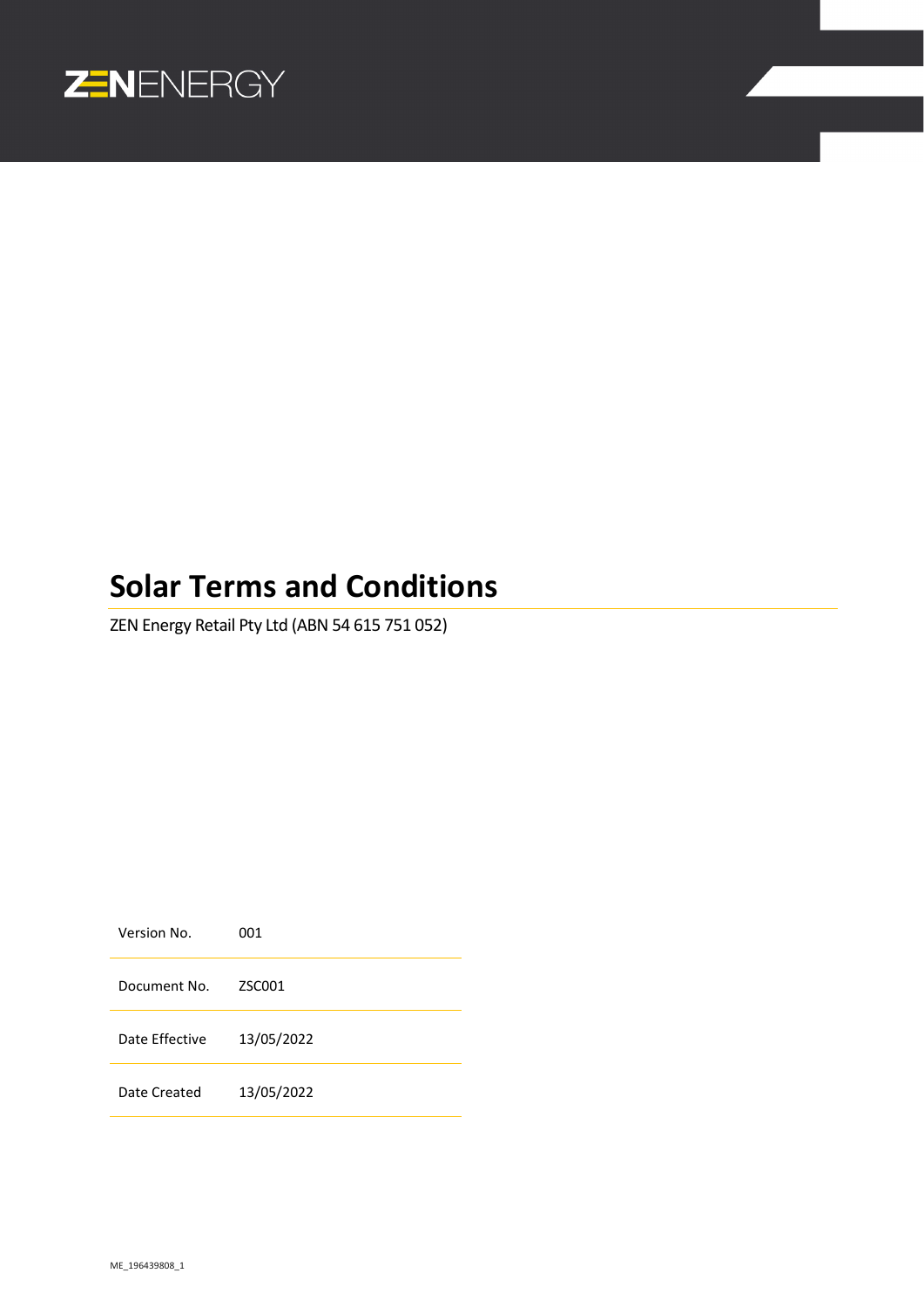ZENENERGY

# Solar Terms and Conditions

ZEN Energy Retail Pty Ltd (ABN 54 615 751 052)

| | |
|---|---|
| Version No. | 001 |
| Document No. | ZSC001 |
| Date Effective | 13/05/2022 |
| Date Created | 13/05/2022 |

ME_196439808_1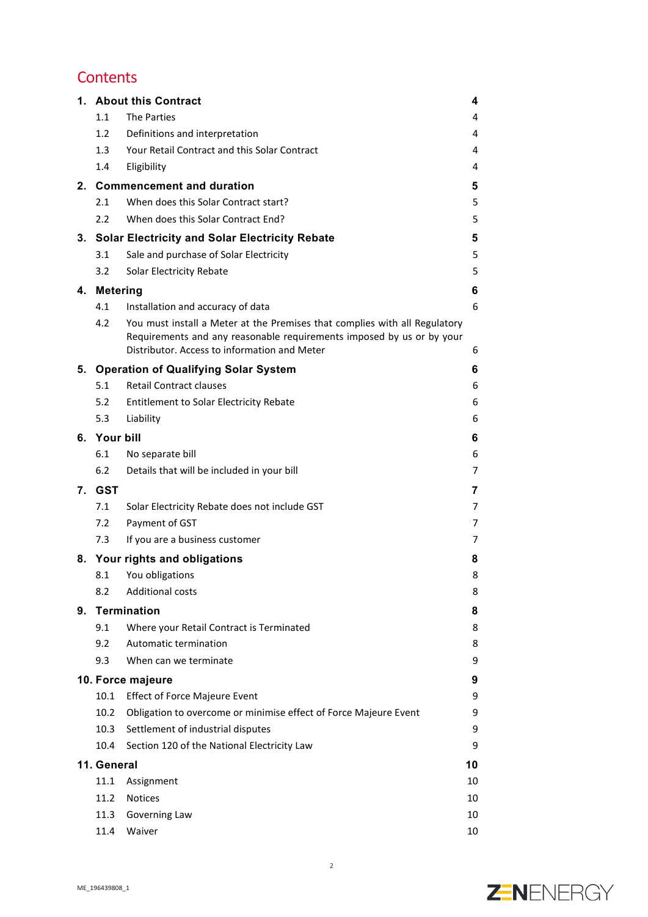# Contents

| | | |
|---|---|---|
| **1.** | **About this Contract** | **4** |
| 1.1 | The Parties | 4 |
| 1.2 | Definitions and interpretation | 4 |
| 1.3 | Your Retail Contract and this Solar Contract | 4 |
| 1.4 | Eligibility | 4 |
| **2.** | **Commencement and duration** | **5** |
| 2.1 | When does this Solar Contract start? | 5 |
| 2.2 | When does this Solar Contract End? | 5 |
| **3.** | **Solar Electricity and Solar Electricity Rebate** | **5** |
| 3.1 | Sale and purchase of Solar Electricity | 5 |
| 3.2 | Solar Electricity Rebate | 5 |
| **4.** | **Metering** | **6** |
| 4.1 | Installation and accuracy of data | 6 |
| 4.2 | You must install a Meter at the Premises that complies with all Regulatory Requirements and any reasonable requirements imposed by us or by your Distributor. Access to information and Meter | 6 |
| **5.** | **Operation of Qualifying Solar System** | **6** |
| 5.1 | Retail Contract clauses | 6 |
| 5.2 | Entitlement to Solar Electricity Rebate | 6 |
| 5.3 | Liability | 6 |
| **6.** | **Your bill** | **6** |
| 6.1 | No separate bill | 6 |
| 6.2 | Details that will be included in your bill | 7 |
| **7.** | **GST** | **7** |
| 7.1 | Solar Electricity Rebate does not include GST | 7 |
| 7.2 | Payment of GST | 7 |
| 7.3 | If you are a business customer | 7 |
| **8.** | **Your rights and obligations** | **8** |
| 8.1 | You obligations | 8 |
| 8.2 | Additional costs | 8 |
| **9.** | **Termination** | **8** |
| 9.1 | Where your Retail Contract is Terminated | 8 |
| 9.2 | Automatic termination | 8 |
| 9.3 | When can we terminate | 9 |
| **10.** | **Force majeure** | **9** |
| 10.1 | Effect of Force Majeure Event | 9 |
| 10.2 | Obligation to overcome or minimise effect of Force Majeure Event | 9 |
| 10.3 | Settlement of industrial disputes | 9 |
| 10.4 | Section 120 of the National Electricity Law | 9 |
| **11.** | **General** | **10** |
| 11.1 | Assignment | 10 |
| 11.2 | Notices | 10 |
| 11.3 | Governing Law | 10 |
| 11.4 | Waiver | 10 |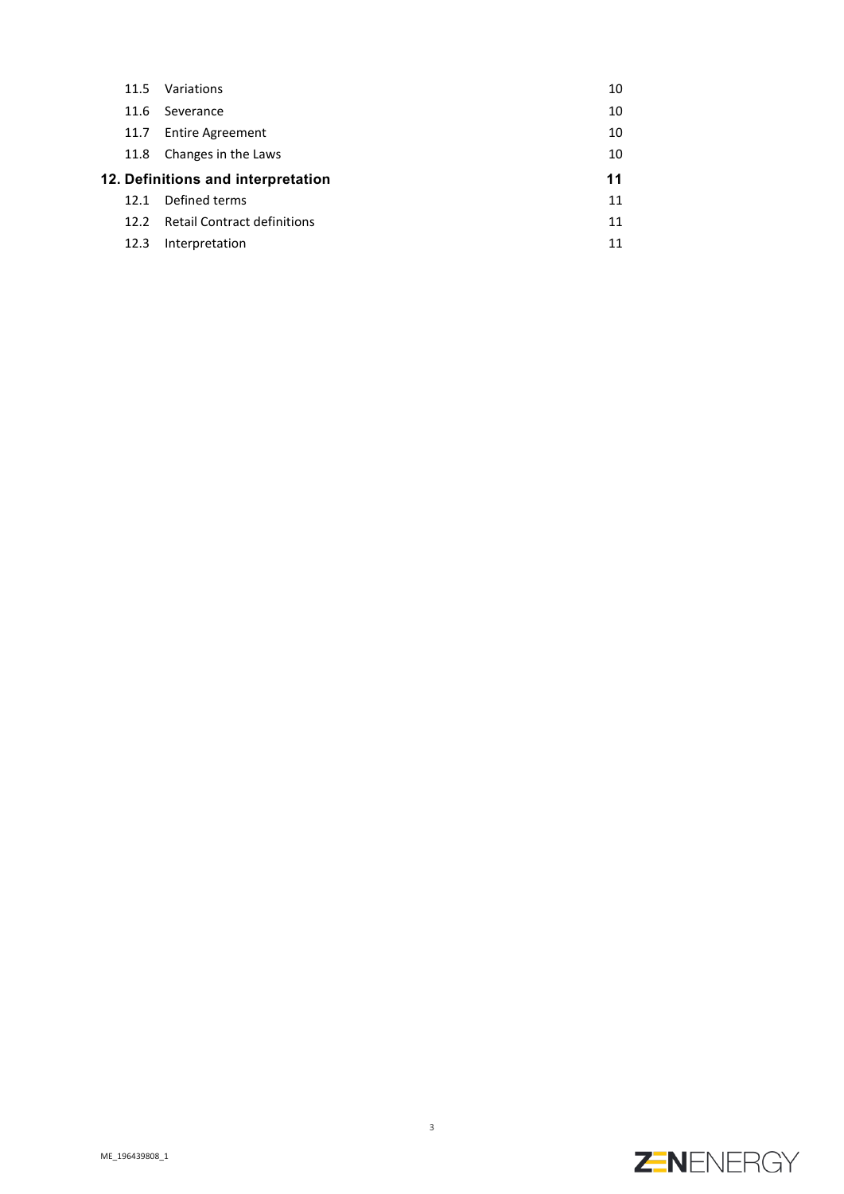| | | |
|---|---|---|
| 11.5 | Variations | 10 |
| 11.6 | Severance | 10 |
| 11.7 | Entire Agreement | 10 |
| 11.8 | Changes in the Laws | 10 |
| **12.** | **Definitions and interpretation** | **11** |
| 12.1 | Defined terms | 11 |
| 12.2 | Retail Contract definitions | 11 |
| 12.3 | Interpretation | 11 |

ME_196439808_1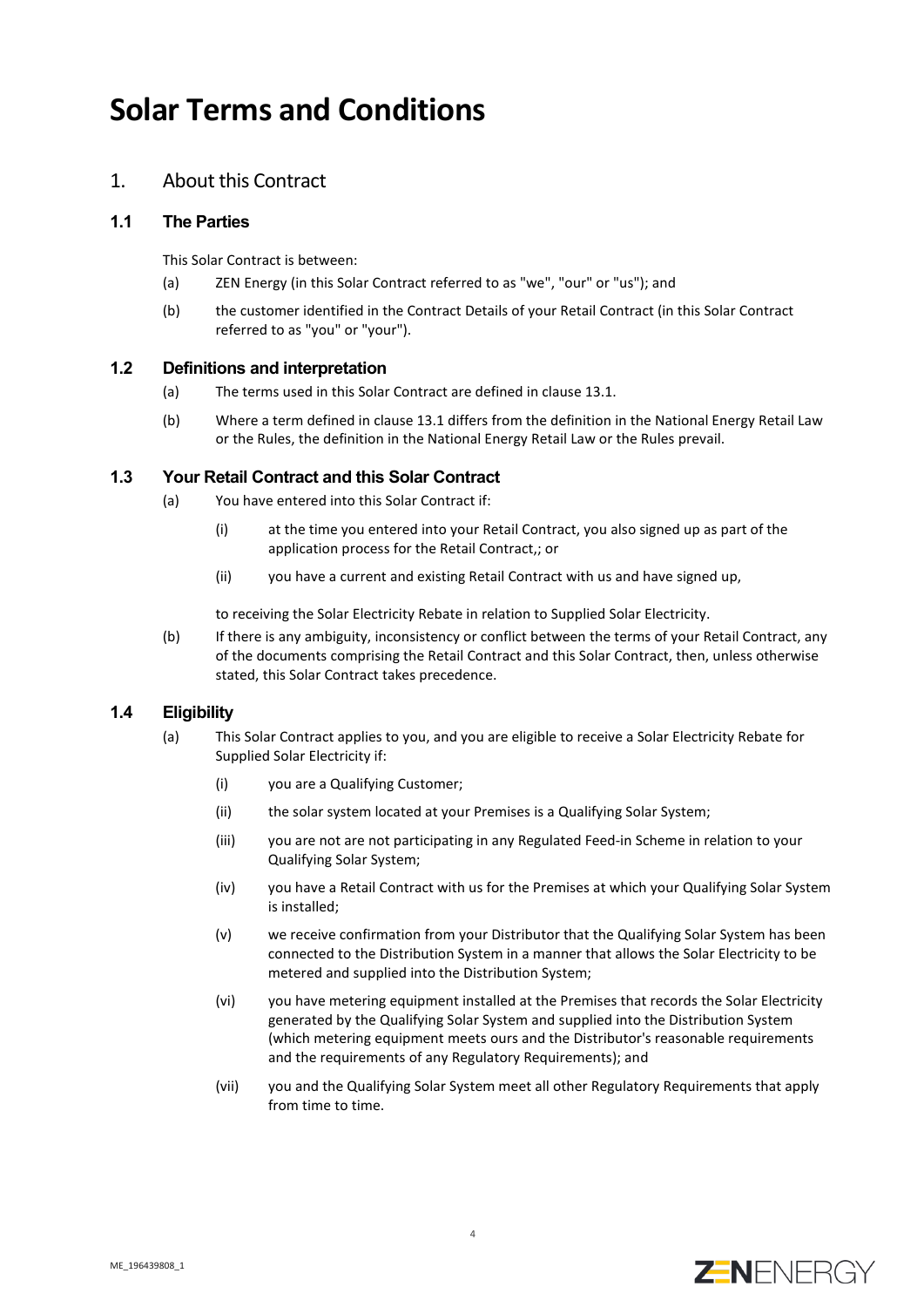# Solar Terms and Conditions

## 1. About this Contract

### 1.1 The Parties

This Solar Contract is between:

(a) ZEN Energy (in this Solar Contract referred to as "we", "our" or "us"); and

(b) the customer identified in the Contract Details of your Retail Contract (in this Solar Contract referred to as "you" or "your").

### 1.2 Definitions and interpretation

(a) The terms used in this Solar Contract are defined in clause 13.1.

(b) Where a term defined in clause 13.1 differs from the definition in the National Energy Retail Law or the Rules, the definition in the National Energy Retail Law or the Rules prevail.

### 1.3 Your Retail Contract and this Solar Contract

(a) You have entered into this Solar Contract if:

(i) at the time you entered into your Retail Contract, you also signed up as part of the application process for the Retail Contract,; or

(ii) you have a current and existing Retail Contract with us and have signed up,

to receiving the Solar Electricity Rebate in relation to Supplied Solar Electricity.

(b) If there is any ambiguity, inconsistency or conflict between the terms of your Retail Contract, any of the documents comprising the Retail Contract and this Solar Contract, then, unless otherwise stated, this Solar Contract takes precedence.

### 1.4 Eligibility

(a) This Solar Contract applies to you, and you are eligible to receive a Solar Electricity Rebate for Supplied Solar Electricity if:

(i) you are a Qualifying Customer;

(ii) the solar system located at your Premises is a Qualifying Solar System;

(iii) you are not are not participating in any Regulated Feed-in Scheme in relation to your Qualifying Solar System;

(iv) you have a Retail Contract with us for the Premises at which your Qualifying Solar System is installed;

(v) we receive confirmation from your Distributor that the Qualifying Solar System has been connected to the Distribution System in a manner that allows the Solar Electricity to be metered and supplied into the Distribution System;

(vi) you have metering equipment installed at the Premises that records the Solar Electricity generated by the Qualifying Solar System and supplied into the Distribution System (which metering equipment meets ours and the Distributor's reasonable requirements and the requirements of any Regulatory Requirements); and

(vii) you and the Qualifying Solar System meet all other Regulatory Requirements that apply from time to time.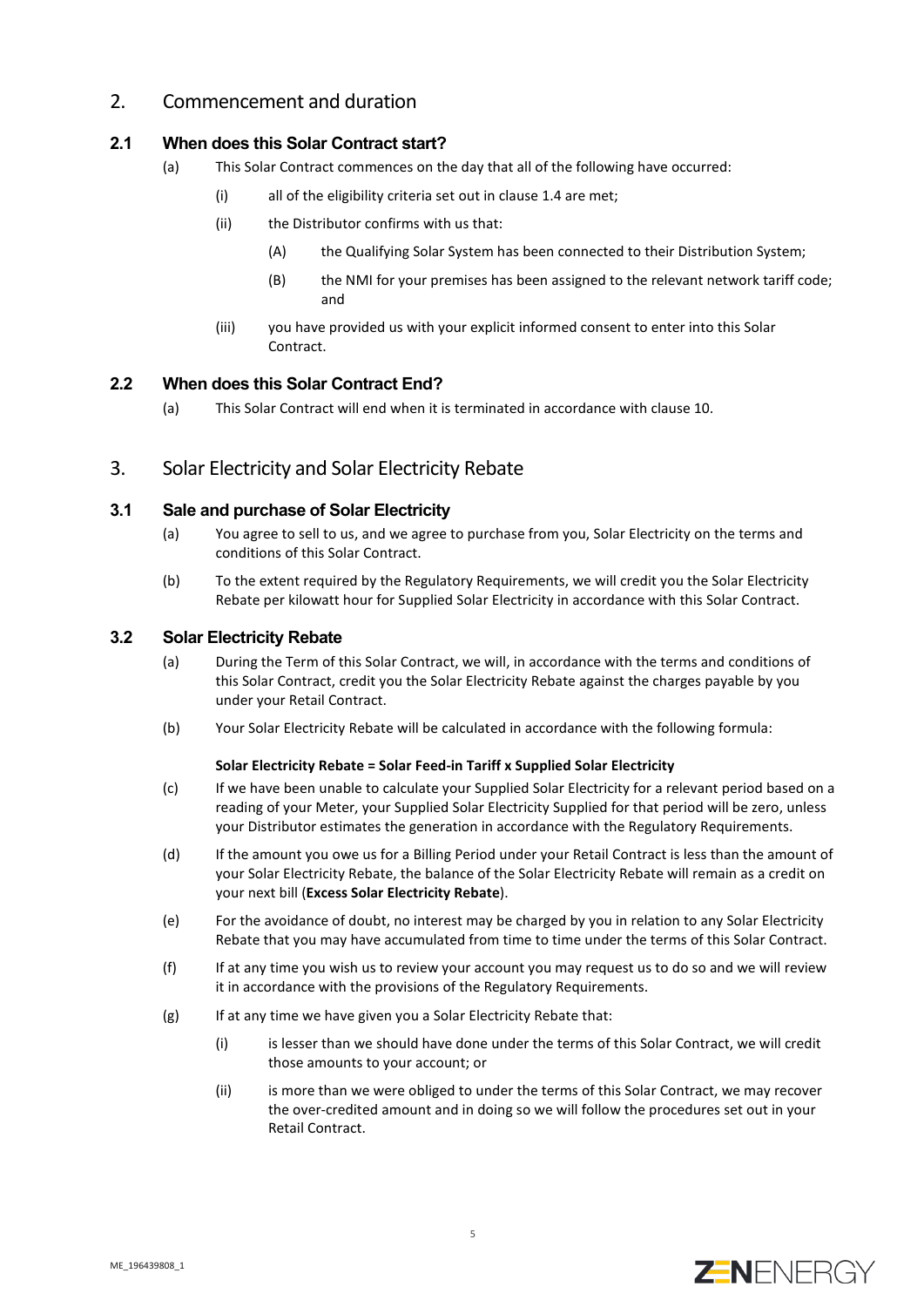## 2. Commencement and duration

### 2.1 When does this Solar Contract start?

(a) This Solar Contract commences on the day that all of the following have occurred:

(i) all of the eligibility criteria set out in clause 1.4 are met;

(ii) the Distributor confirms with us that:

(A) the Qualifying Solar System has been connected to their Distribution System;

(B) the NMI for your premises has been assigned to the relevant network tariff code; and

(iii) you have provided us with your explicit informed consent to enter into this Solar Contract.

### 2.2 When does this Solar Contract End?

(a) This Solar Contract will end when it is terminated in accordance with clause 10.

## 3. Solar Electricity and Solar Electricity Rebate

### 3.1 Sale and purchase of Solar Electricity

(a) You agree to sell to us, and we agree to purchase from you, Solar Electricity on the terms and conditions of this Solar Contract.

(b) To the extent required by the Regulatory Requirements, we will credit you the Solar Electricity Rebate per kilowatt hour for Supplied Solar Electricity in accordance with this Solar Contract.

### 3.2 Solar Electricity Rebate

(a) During the Term of this Solar Contract, we will, in accordance with the terms and conditions of this Solar Contract, credit you the Solar Electricity Rebate against the charges payable by you under your Retail Contract.

(b) Your Solar Electricity Rebate will be calculated in accordance with the following formula:

**Solar Electricity Rebate = Solar Feed-in Tariff x Supplied Solar Electricity**

(c) If we have been unable to calculate your Supplied Solar Electricity for a relevant period based on a reading of your Meter, your Supplied Solar Electricity Supplied for that period will be zero, unless your Distributor estimates the generation in accordance with the Regulatory Requirements.

(d) If the amount you owe us for a Billing Period under your Retail Contract is less than the amount of your Solar Electricity Rebate, the balance of the Solar Electricity Rebate will remain as a credit on your next bill (**Excess Solar Electricity Rebate**).

(e) For the avoidance of doubt, no interest may be charged by you in relation to any Solar Electricity Rebate that you may have accumulated from time to time under the terms of this Solar Contract.

(f) If at any time you wish us to review your account you may request us to do so and we will review it in accordance with the provisions of the Regulatory Requirements.

(g) If at any time we have given you a Solar Electricity Rebate that:

(i) is lesser than we should have done under the terms of this Solar Contract, we will credit those amounts to your account; or

(ii) is more than we were obliged to under the terms of this Solar Contract, we may recover the over-credited amount and in doing so we will follow the procedures set out in your Retail Contract.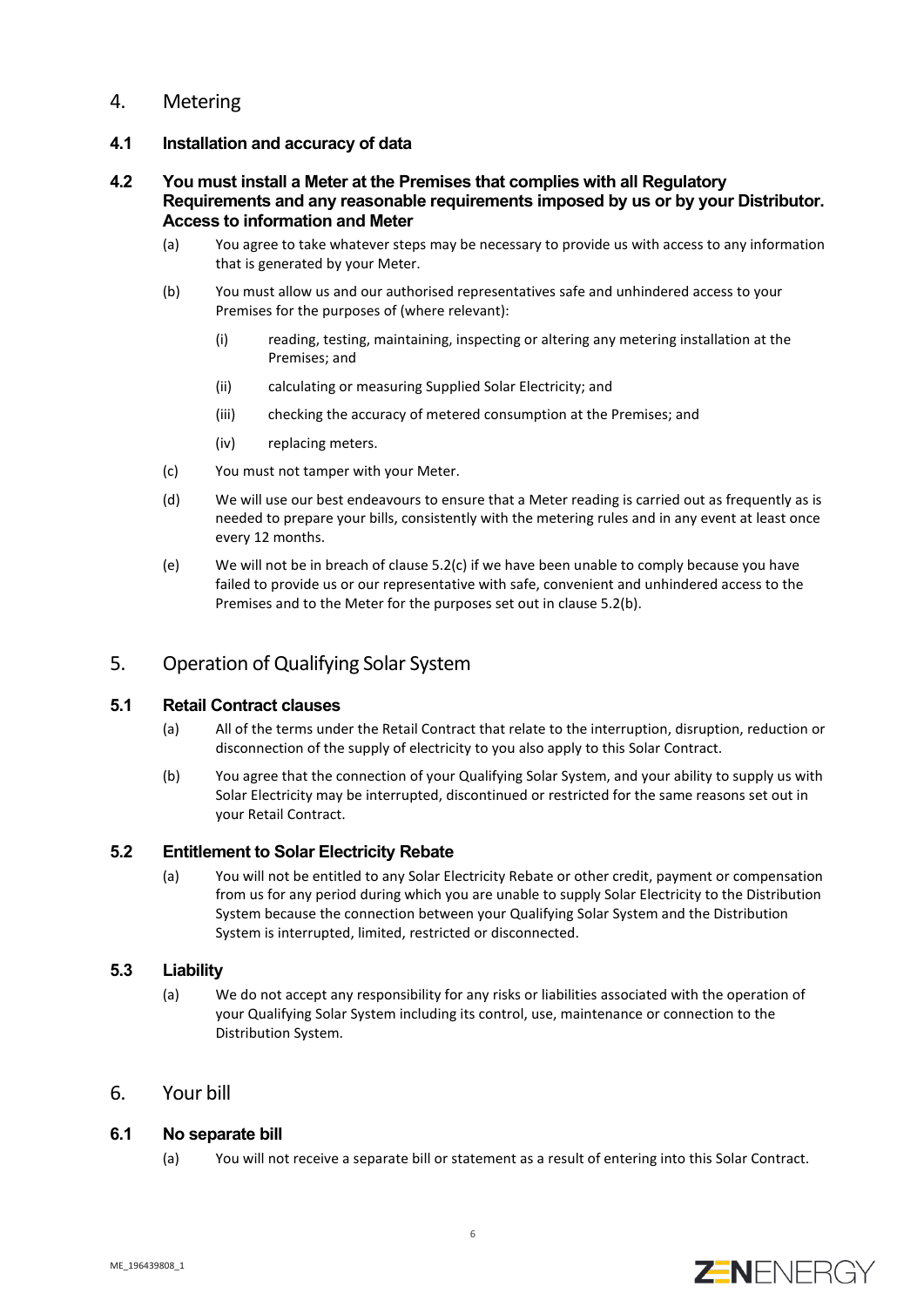## 4. Metering

### 4.1 Installation and accuracy of data

### 4.2 You must install a Meter at the Premises that complies with all Regulatory Requirements and any reasonable requirements imposed by us or by your Distributor. Access to information and Meter

(a) You agree to take whatever steps may be necessary to provide us with access to any information that is generated by your Meter.

(b) You must allow us and our authorised representatives safe and unhindered access to your Premises for the purposes of (where relevant):

(i) reading, testing, maintaining, inspecting or altering any metering installation at the Premises; and

(ii) calculating or measuring Supplied Solar Electricity; and

(iii) checking the accuracy of metered consumption at the Premises; and

(iv) replacing meters.

(c) You must not tamper with your Meter.

(d) We will use our best endeavours to ensure that a Meter reading is carried out as frequently as is needed to prepare your bills, consistently with the metering rules and in any event at least once every 12 months.

(e) We will not be in breach of clause 5.2(c) if we have been unable to comply because you have failed to provide us or our representative with safe, convenient and unhindered access to the Premises and to the Meter for the purposes set out in clause 5.2(b).

## 5. Operation of Qualifying Solar System

### 5.1 Retail Contract clauses

(a) All of the terms under the Retail Contract that relate to the interruption, disruption, reduction or disconnection of the supply of electricity to you also apply to this Solar Contract.

(b) You agree that the connection of your Qualifying Solar System, and your ability to supply us with Solar Electricity may be interrupted, discontinued or restricted for the same reasons set out in your Retail Contract.

### 5.2 Entitlement to Solar Electricity Rebate

(a) You will not be entitled to any Solar Electricity Rebate or other credit, payment or compensation from us for any period during which you are unable to supply Solar Electricity to the Distribution System because the connection between your Qualifying Solar System and the Distribution System is interrupted, limited, restricted or disconnected.

### 5.3 Liability

(a) We do not accept any responsibility for any risks or liabilities associated with the operation of your Qualifying Solar System including its control, use, maintenance or connection to the Distribution System.

## 6. Your bill

### 6.1 No separate bill

(a) You will not receive a separate bill or statement as a result of entering into this Solar Contract.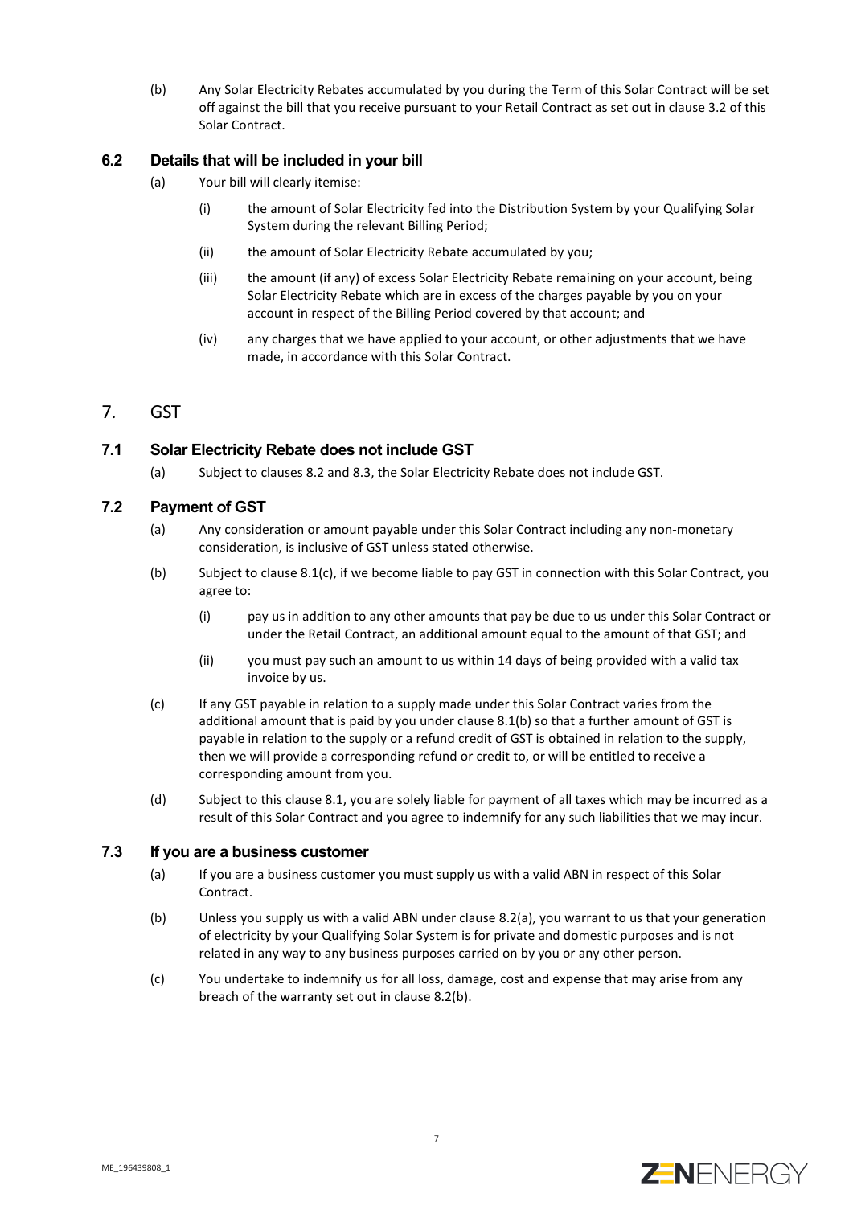(b) Any Solar Electricity Rebates accumulated by you during the Term of this Solar Contract will be set off against the bill that you receive pursuant to your Retail Contract as set out in clause 3.2 of this Solar Contract.

### 6.2 Details that will be included in your bill

(a) Your bill will clearly itemise:

(i) the amount of Solar Electricity fed into the Distribution System by your Qualifying Solar System during the relevant Billing Period;

(ii) the amount of Solar Electricity Rebate accumulated by you;

(iii) the amount (if any) of excess Solar Electricity Rebate remaining on your account, being Solar Electricity Rebate which are in excess of the charges payable by you on your account in respect of the Billing Period covered by that account; and

(iv) any charges that we have applied to your account, or other adjustments that we have made, in accordance with this Solar Contract.

## 7. GST

### 7.1 Solar Electricity Rebate does not include GST

(a) Subject to clauses 8.2 and 8.3, the Solar Electricity Rebate does not include GST.

### 7.2 Payment of GST

(a) Any consideration or amount payable under this Solar Contract including any non-monetary consideration, is inclusive of GST unless stated otherwise.

(b) Subject to clause 8.1(c), if we become liable to pay GST in connection with this Solar Contract, you agree to:

(i) pay us in addition to any other amounts that pay be due to us under this Solar Contract or under the Retail Contract, an additional amount equal to the amount of that GST; and

(ii) you must pay such an amount to us within 14 days of being provided with a valid tax invoice by us.

(c) If any GST payable in relation to a supply made under this Solar Contract varies from the additional amount that is paid by you under clause 8.1(b) so that a further amount of GST is payable in relation to the supply or a refund credit of GST is obtained in relation to the supply, then we will provide a corresponding refund or credit to, or will be entitled to receive a corresponding amount from you.

(d) Subject to this clause 8.1, you are solely liable for payment of all taxes which may be incurred as a result of this Solar Contract and you agree to indemnify for any such liabilities that we may incur.

### 7.3 If you are a business customer

(a) If you are a business customer you must supply us with a valid ABN in respect of this Solar Contract.

(b) Unless you supply us with a valid ABN under clause 8.2(a), you warrant to us that your generation of electricity by your Qualifying Solar System is for private and domestic purposes and is not related in any way to any business purposes carried on by you or any other person.

(c) You undertake to indemnify us for all loss, damage, cost and expense that may arise from any breach of the warranty set out in clause 8.2(b).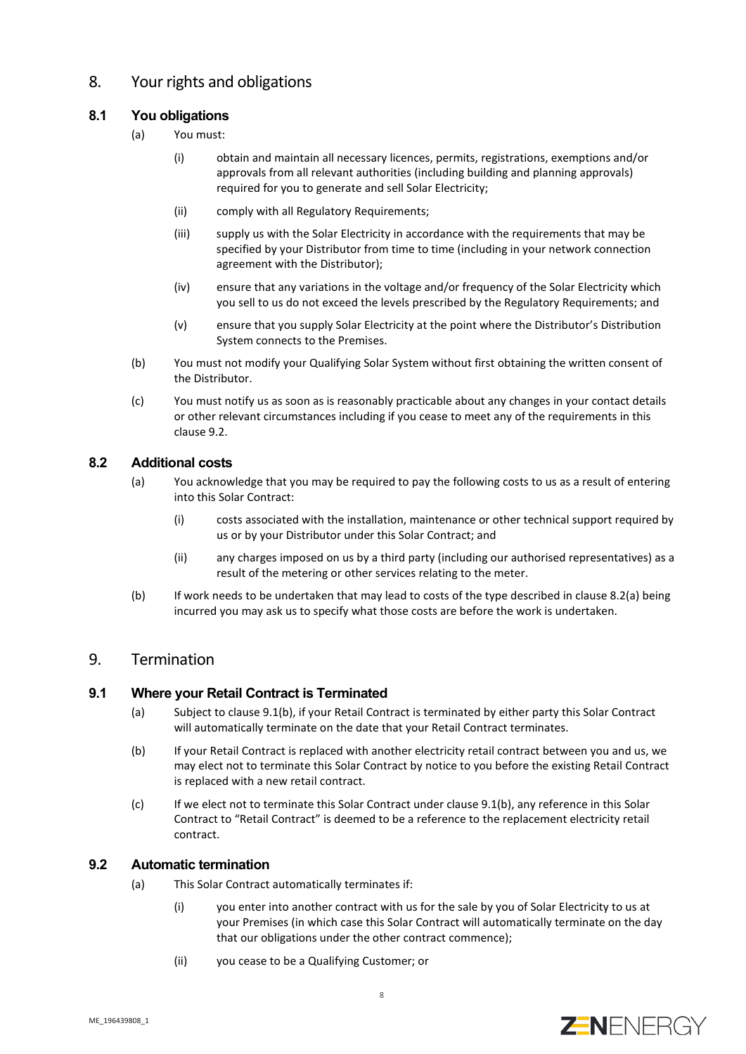## 8. Your rights and obligations

### 8.1 You obligations

(a) You must:

(i) obtain and maintain all necessary licences, permits, registrations, exemptions and/or approvals from all relevant authorities (including building and planning approvals) required for you to generate and sell Solar Electricity;

(ii) comply with all Regulatory Requirements;

(iii) supply us with the Solar Electricity in accordance with the requirements that may be specified by your Distributor from time to time (including in your network connection agreement with the Distributor);

(iv) ensure that any variations in the voltage and/or frequency of the Solar Electricity which you sell to us do not exceed the levels prescribed by the Regulatory Requirements; and

(v) ensure that you supply Solar Electricity at the point where the Distributor's Distribution System connects to the Premises.

(b) You must not modify your Qualifying Solar System without first obtaining the written consent of the Distributor.

(c) You must notify us as soon as is reasonably practicable about any changes in your contact details or other relevant circumstances including if you cease to meet any of the requirements in this clause 9.2.

### 8.2 Additional costs

(a) You acknowledge that you may be required to pay the following costs to us as a result of entering into this Solar Contract:

(i) costs associated with the installation, maintenance or other technical support required by us or by your Distributor under this Solar Contract; and

(ii) any charges imposed on us by a third party (including our authorised representatives) as a result of the metering or other services relating to the meter.

(b) If work needs to be undertaken that may lead to costs of the type described in clause 8.2(a) being incurred you may ask us to specify what those costs are before the work is undertaken.

## 9. Termination

### 9.1 Where your Retail Contract is Terminated

(a) Subject to clause 9.1(b), if your Retail Contract is terminated by either party this Solar Contract will automatically terminate on the date that your Retail Contract terminates.

(b) If your Retail Contract is replaced with another electricity retail contract between you and us, we may elect not to terminate this Solar Contract by notice to you before the existing Retail Contract is replaced with a new retail contract.

(c) If we elect not to terminate this Solar Contract under clause 9.1(b), any reference in this Solar Contract to "Retail Contract" is deemed to be a reference to the replacement electricity retail contract.

### 9.2 Automatic termination

(a) This Solar Contract automatically terminates if:

(i) you enter into another contract with us for the sale by you of Solar Electricity to us at your Premises (in which case this Solar Contract will automatically terminate on the day that our obligations under the other contract commence);

(ii) you cease to be a Qualifying Customer; or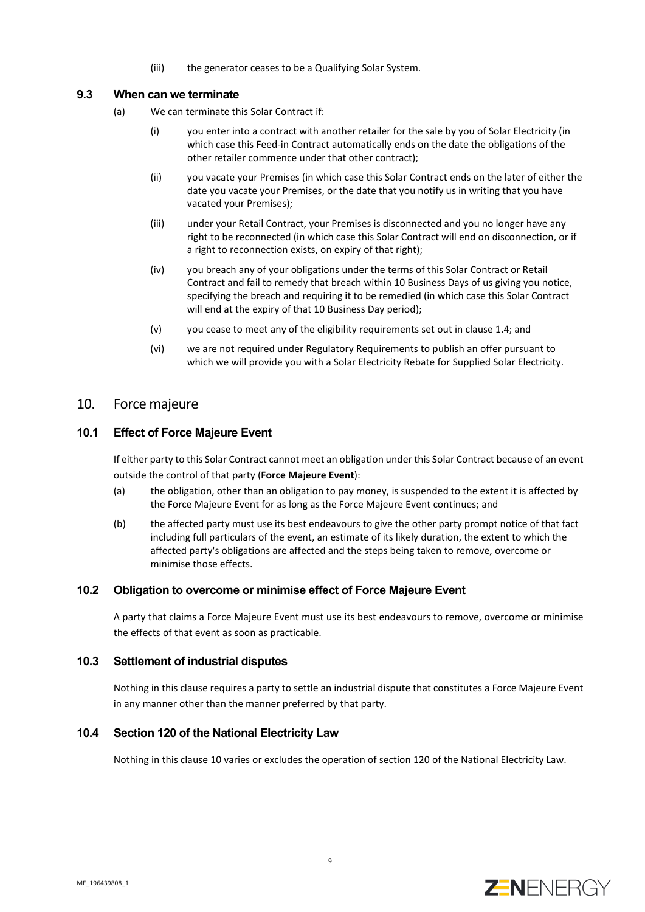(iii) the generator ceases to be a Qualifying Solar System.

### 9.3 When can we terminate

(a) We can terminate this Solar Contract if:

(i) you enter into a contract with another retailer for the sale by you of Solar Electricity (in which case this Feed-in Contract automatically ends on the date the obligations of the other retailer commence under that other contract);

(ii) you vacate your Premises (in which case this Solar Contract ends on the later of either the date you vacate your Premises, or the date that you notify us in writing that you have vacated your Premises);

(iii) under your Retail Contract, your Premises is disconnected and you no longer have any right to be reconnected (in which case this Solar Contract will end on disconnection, or if a right to reconnection exists, on expiry of that right);

(iv) you breach any of your obligations under the terms of this Solar Contract or Retail Contract and fail to remedy that breach within 10 Business Days of us giving you notice, specifying the breach and requiring it to be remedied (in which case this Solar Contract will end at the expiry of that 10 Business Day period);

(v) you cease to meet any of the eligibility requirements set out in clause 1.4; and

(vi) we are not required under Regulatory Requirements to publish an offer pursuant to which we will provide you with a Solar Electricity Rebate for Supplied Solar Electricity.

## 10. Force majeure

### 10.1 Effect of Force Majeure Event

If either party to this Solar Contract cannot meet an obligation under this Solar Contract because of an event outside the control of that party (**Force Majeure Event**):

(a) the obligation, other than an obligation to pay money, is suspended to the extent it is affected by the Force Majeure Event for as long as the Force Majeure Event continues; and

(b) the affected party must use its best endeavours to give the other party prompt notice of that fact including full particulars of the event, an estimate of its likely duration, the extent to which the affected party's obligations are affected and the steps being taken to remove, overcome or minimise those effects.

### 10.2 Obligation to overcome or minimise effect of Force Majeure Event

A party that claims a Force Majeure Event must use its best endeavours to remove, overcome or minimise the effects of that event as soon as practicable.

### 10.3 Settlement of industrial disputes

Nothing in this clause requires a party to settle an industrial dispute that constitutes a Force Majeure Event in any manner other than the manner preferred by that party.

### 10.4 Section 120 of the National Electricity Law

Nothing in this clause 10 varies or excludes the operation of section 120 of the National Electricity Law.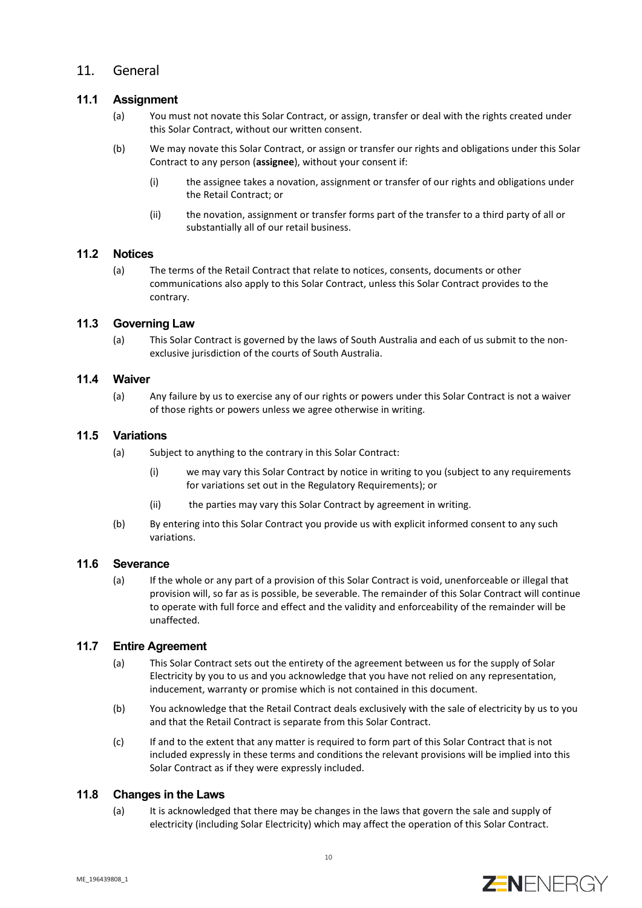# 11. General

## 11.1 Assignment

(a) You must not novate this Solar Contract, or assign, transfer or deal with the rights created under this Solar Contract, without our written consent.

(b) We may novate this Solar Contract, or assign or transfer our rights and obligations under this Solar Contract to any person (**assignee**), without your consent if:

  (i) the assignee takes a novation, assignment or transfer of our rights and obligations under the Retail Contract; or

  (ii) the novation, assignment or transfer forms part of the transfer to a third party of all or substantially all of our retail business.

## 11.2 Notices

(a) The terms of the Retail Contract that relate to notices, consents, documents or other communications also apply to this Solar Contract, unless this Solar Contract provides to the contrary.

## 11.3 Governing Law

(a) This Solar Contract is governed by the laws of South Australia and each of us submit to the non-exclusive jurisdiction of the courts of South Australia.

## 11.4 Waiver

(a) Any failure by us to exercise any of our rights or powers under this Solar Contract is not a waiver of those rights or powers unless we agree otherwise in writing.

## 11.5 Variations

(a) Subject to anything to the contrary in this Solar Contract:

  (i) we may vary this Solar Contract by notice in writing to you (subject to any requirements for variations set out in the Regulatory Requirements); or

  (ii) the parties may vary this Solar Contract by agreement in writing.

(b) By entering into this Solar Contract you provide us with explicit informed consent to any such variations.

## 11.6 Severance

(a) If the whole or any part of a provision of this Solar Contract is void, unenforceable or illegal that provision will, so far as is possible, be severable. The remainder of this Solar Contract will continue to operate with full force and effect and the validity and enforceability of the remainder will be unaffected.

## 11.7 Entire Agreement

(a) This Solar Contract sets out the entirety of the agreement between us for the supply of Solar Electricity by you to us and you acknowledge that you have not relied on any representation, inducement, warranty or promise which is not contained in this document.

(b) You acknowledge that the Retail Contract deals exclusively with the sale of electricity by us to you and that the Retail Contract is separate from this Solar Contract.

(c) If and to the extent that any matter is required to form part of this Solar Contract that is not included expressly in these terms and conditions the relevant provisions will be implied into this Solar Contract as if they were expressly included.

## 11.8 Changes in the Laws

(a) It is acknowledged that there may be changes in the laws that govern the sale and supply of electricity (including Solar Electricity) which may affect the operation of this Solar Contract.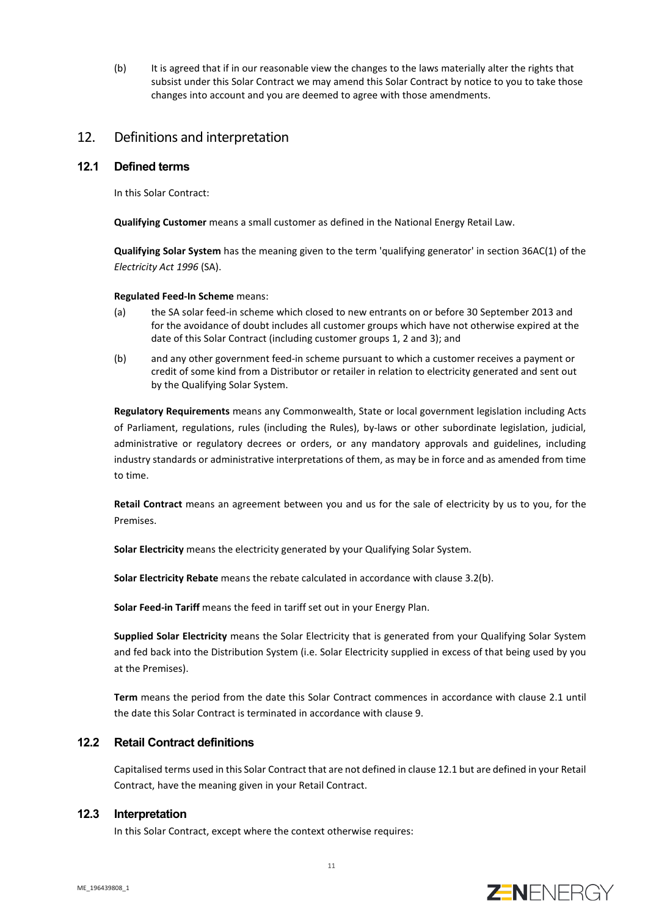(b) It is agreed that if in our reasonable view the changes to the laws materially alter the rights that subsist under this Solar Contract we may amend this Solar Contract by notice to you to take those changes into account and you are deemed to agree with those amendments.

## 12. Definitions and interpretation

### 12.1 Defined terms

In this Solar Contract:

**Qualifying Customer** means a small customer as defined in the National Energy Retail Law.

**Qualifying Solar System** has the meaning given to the term 'qualifying generator' in section 36AC(1) of the *Electricity Act 1996* (SA).

**Regulated Feed-In Scheme** means:

(a) the SA solar feed-in scheme which closed to new entrants on or before 30 September 2013 and for the avoidance of doubt includes all customer groups which have not otherwise expired at the date of this Solar Contract (including customer groups 1, 2 and 3); and

(b) and any other government feed-in scheme pursuant to which a customer receives a payment or credit of some kind from a Distributor or retailer in relation to electricity generated and sent out by the Qualifying Solar System.

**Regulatory Requirements** means any Commonwealth, State or local government legislation including Acts of Parliament, regulations, rules (including the Rules), by-laws or other subordinate legislation, judicial, administrative or regulatory decrees or orders, or any mandatory approvals and guidelines, including industry standards or administrative interpretations of them, as may be in force and as amended from time to time.

**Retail Contract** means an agreement between you and us for the sale of electricity by us to you, for the Premises.

**Solar Electricity** means the electricity generated by your Qualifying Solar System.

**Solar Electricity Rebate** means the rebate calculated in accordance with clause 3.2(b).

**Solar Feed-in Tariff** means the feed in tariff set out in your Energy Plan.

**Supplied Solar Electricity** means the Solar Electricity that is generated from your Qualifying Solar System and fed back into the Distribution System (i.e. Solar Electricity supplied in excess of that being used by you at the Premises).

**Term** means the period from the date this Solar Contract commences in accordance with clause 2.1 until the date this Solar Contract is terminated in accordance with clause 9.

### 12.2 Retail Contract definitions

Capitalised terms used in this Solar Contract that are not defined in clause 12.1 but are defined in your Retail Contract, have the meaning given in your Retail Contract.

### 12.3 Interpretation

In this Solar Contract, except where the context otherwise requires: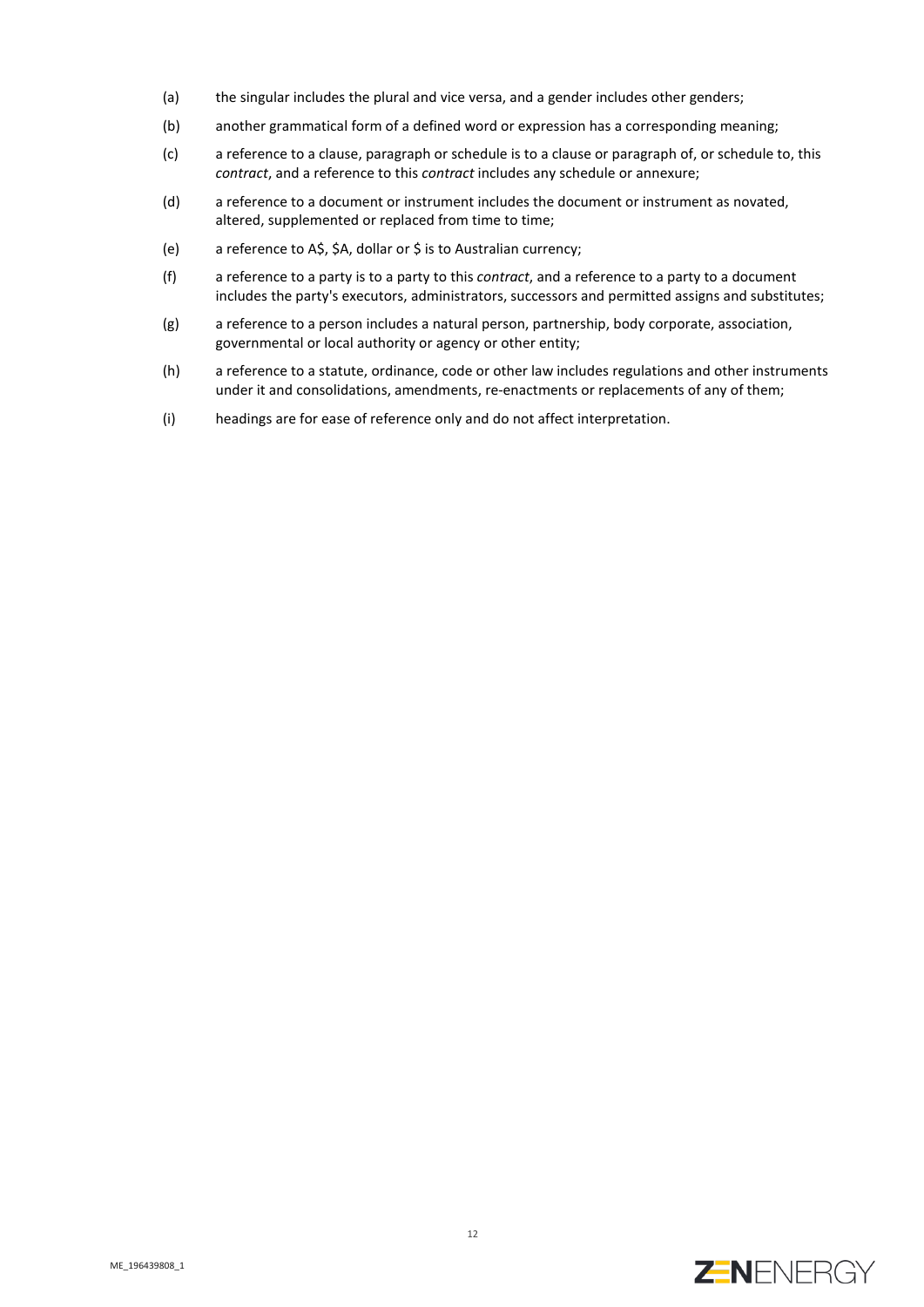(a) the singular includes the plural and vice versa, and a gender includes other genders;

(b) another grammatical form of a defined word or expression has a corresponding meaning;

(c) a reference to a clause, paragraph or schedule is to a clause or paragraph of, or schedule to, this *contract*, and a reference to this *contract* includes any schedule or annexure;

(d) a reference to a document or instrument includes the document or instrument as novated, altered, supplemented or replaced from time to time;

(e) a reference to A$, $A, dollar or $ is to Australian currency;

(f) a reference to a party is to a party to this *contract*, and a reference to a party to a document includes the party's executors, administrators, successors and permitted assigns and substitutes;

(g) a reference to a person includes a natural person, partnership, body corporate, association, governmental or local authority or agency or other entity;

(h) a reference to a statute, ordinance, code or other law includes regulations and other instruments under it and consolidations, amendments, re-enactments or replacements of any of them;

(i) headings are for ease of reference only and do not affect interpretation.